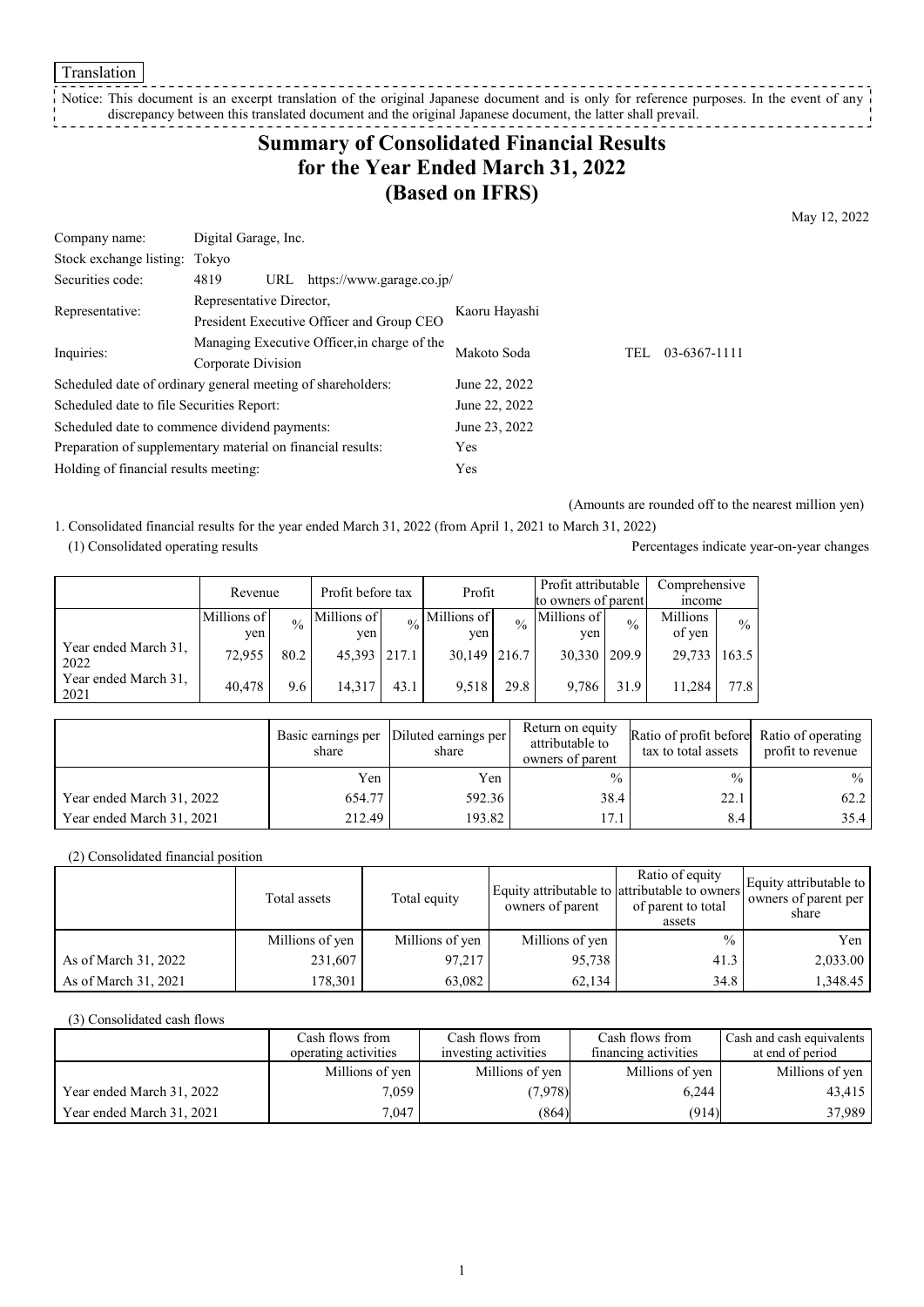Translation

Notice: This document is an excerpt translation of the original Japanese document and is only for reference purposes. In the event of any discrepancy between this translated document and the original Japanese document, the latter shall prevail.

# Summary of Consolidated Financial Results for the Year Ended March 31, 2022 (Based on IFRS)

May 12, 2022

| | | | |
|---|---|---|---|
| Company name: | Digital Garage, Inc. | | |
| Stock exchange listing: | Tokyo | | |
| Securities code: | 4819 URL https://www.garage.co.jp/ | | |
| Representative: | Representative Director, President Executive Officer and Group CEO | Kaoru Hayashi | |
| Inquiries: | Managing Executive Officer,in charge of the Corporate Division | Makoto Soda | TEL 03-6367-1111 |

| | |
|---|---|
| Scheduled date of ordinary general meeting of shareholders: | June 22, 2022 |
| Scheduled date to file Securities Report: | June 22, 2022 |
| Scheduled date to commence dividend payments: | June 23, 2022 |
| Preparation of supplementary material on financial results: | Yes |
| Holding of financial results meeting: | Yes |

(Amounts are rounded off to the nearest million yen)

1. Consolidated financial results for the year ended March 31, 2022 (from April 1, 2021 to March 31, 2022)

(1) Consolidated operating results

Percentages indicate year-on-year changes

| | Revenue | | Profit before tax | | Profit | | Profit attributable to owners of parent | | Comprehensive income | |
|---|---|---|---|---|---|---|---|---|---|---|
| | Millions of yen | % | Millions of yen | % | Millions of yen | % | Millions of yen | % | Millions of yen | % |
| Year ended March 31, 2022 | 72,955 | 80.2 | 45,393 | 217.1 | 30,149 | 216.7 | 30,330 | 209.9 | 29,733 | 163.5 |
| Year ended March 31, 2021 | 40,478 | 9.6 | 14,317 | 43.1 | 9,518 | 29.8 | 9,786 | 31.9 | 11,284 | 77.8 |

| | Basic earnings per share | Diluted earnings per share | Return on equity attributable to owners of parent | Ratio of profit before tax to total assets | Ratio of operating profit to revenue |
|---|---|---|---|---|---|
| | Yen | Yen | % | % | % |
| Year ended March 31, 2022 | 654.77 | 592.36 | 38.4 | 22.1 | 62.2 |
| Year ended March 31, 2021 | 212.49 | 193.82 | 17.1 | 8.4 | 35.4 |

(2) Consolidated financial position

| | Total assets | Total equity | Equity attributable to owners of parent | Ratio of equity attributable to owners of parent to total assets | Equity attributable to owners of parent per share |
|---|---|---|---|---|---|
| | Millions of yen | Millions of yen | Millions of yen | % | Yen |
| As of March 31, 2022 | 231,607 | 97,217 | 95,738 | 41.3 | 2,033.00 |
| As of March 31, 2021 | 178,301 | 63,082 | 62,134 | 34.8 | 1,348.45 |

(3) Consolidated cash flows

| | Cash flows from operating activities | Cash flows from investing activities | Cash flows from financing activities | Cash and cash equivalents at end of period |
|---|---|---|---|---|
| | Millions of yen | Millions of yen | Millions of yen | Millions of yen |
| Year ended March 31, 2022 | 7,059 | (7,978) | 6,244 | 43,415 |
| Year ended March 31, 2021 | 7,047 | (864) | (914) | 37,989 |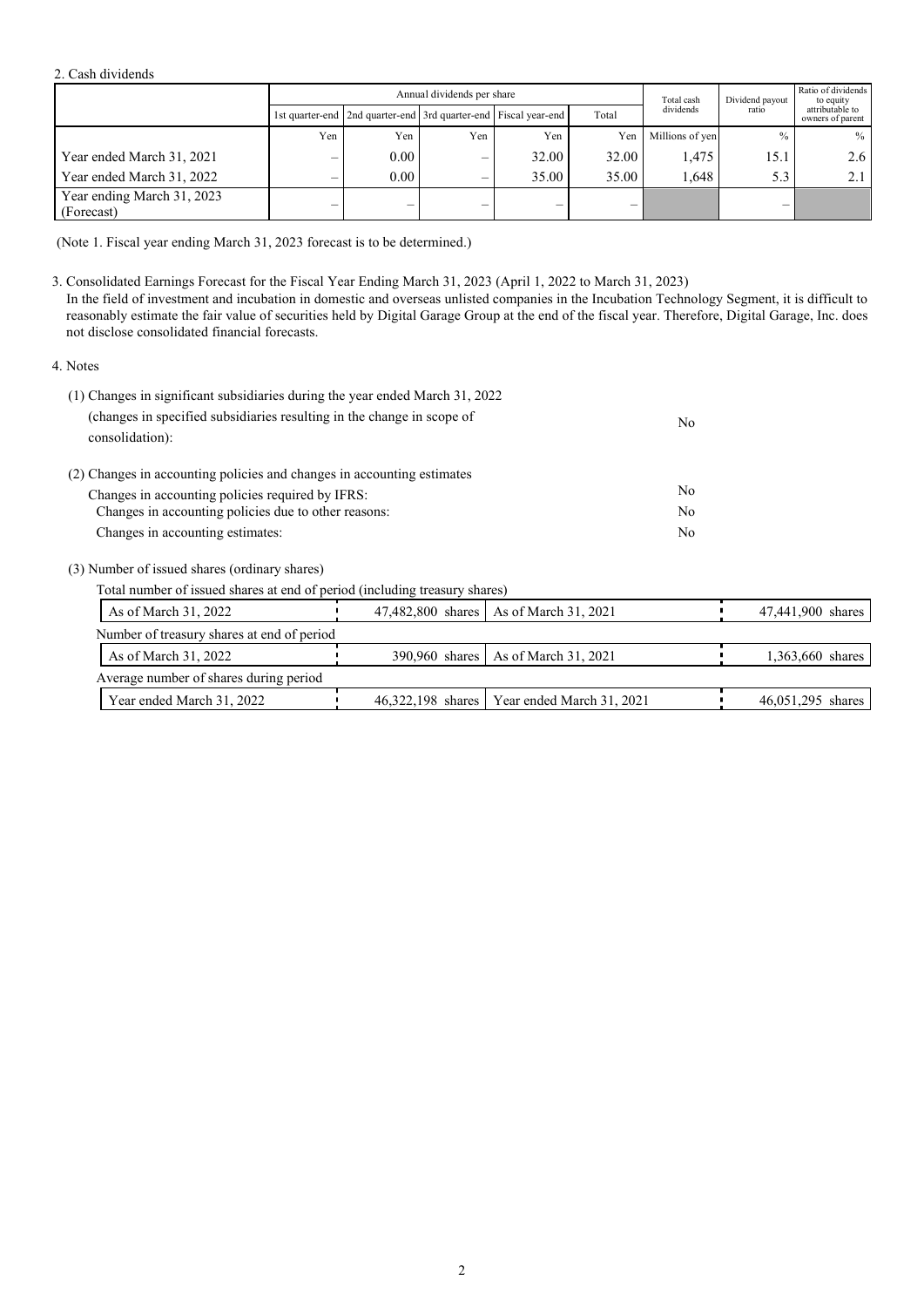2. Cash dividends

| | Annual dividends per share | | | | | Total cash dividends | Dividend payout ratio | Ratio of dividends to equity attributable to owners of parent |
|---|---|---|---|---|---|---|---|---|
| | 1st quarter-end | 2nd quarter-end | 3rd quarter-end | Fiscal year-end | Total | | | |
| | Yen | Yen | Yen | Yen | Yen | Millions of yen | % | % |
| Year ended March 31, 2021 | – | 0.00 | – | 32.00 | 32.00 | 1,475 | 15.1 | 2.6 |
| Year ended March 31, 2022 | – | 0.00 | – | 35.00 | 35.00 | 1,648 | 5.3 | 2.1 |
| Year ending March 31, 2023 (Forecast) | – | – | – | – | – | | – | |

(Note 1. Fiscal year ending March 31, 2023 forecast is to be determined.)

3. Consolidated Earnings Forecast for the Fiscal Year Ending March 31, 2023 (April 1, 2022 to March 31, 2023)

In the field of investment and incubation in domestic and overseas unlisted companies in the Incubation Technology Segment, it is difficult to reasonably estimate the fair value of securities held by Digital Garage Group at the end of the fiscal year. Therefore, Digital Garage, Inc. does not disclose consolidated financial forecasts.

4. Notes

(1) Changes in significant subsidiaries during the year ended March 31, 2022 (changes in specified subsidiaries resulting in the change in scope of consolidation): No

(2) Changes in accounting policies and changes in accounting estimates

- Changes in accounting policies required by IFRS: No
- Changes in accounting policies due to other reasons: No
- Changes in accounting estimates: No

(3) Number of issued shares (ordinary shares)

Total number of issued shares at end of period (including treasury shares)

| As of March 31, 2022 | 47,482,800 shares | As of March 31, 2021 | 47,441,900 shares |
|---|---|---|---|

Number of treasury shares at end of period

| As of March 31, 2022 | 390,960 shares | As of March 31, 2021 | 1,363,660 shares |
|---|---|---|---|

Average number of shares during period

| Year ended March 31, 2022 | 46,322,198 shares | Year ended March 31, 2021 | 46,051,295 shares |
|---|---|---|---|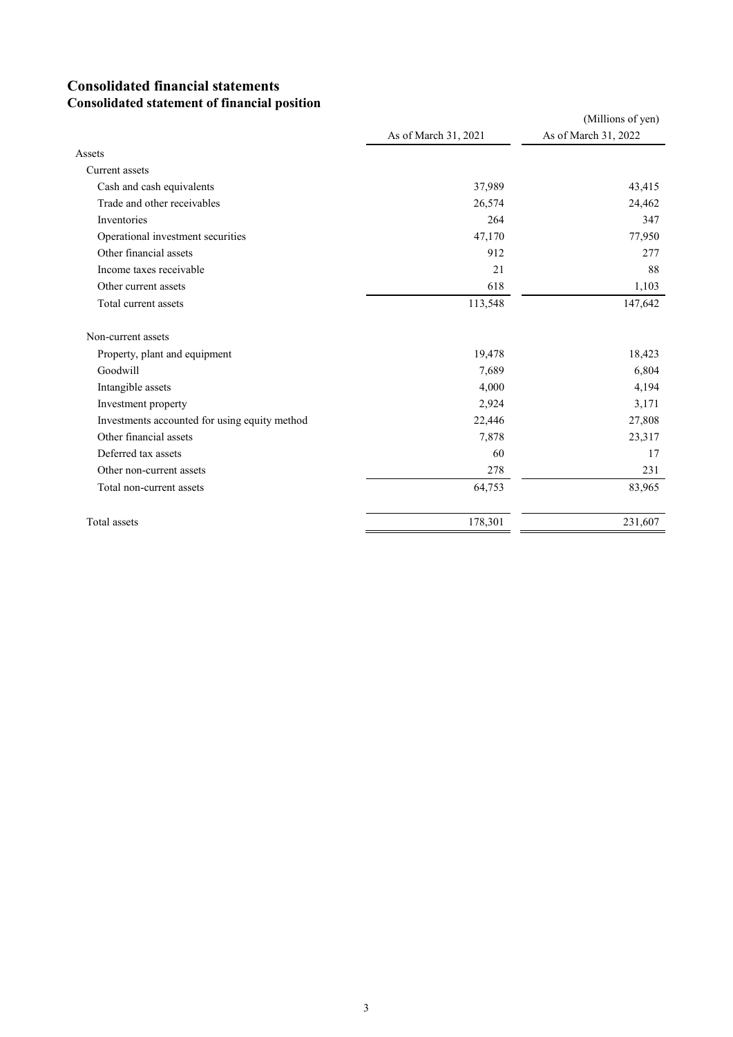# Consolidated financial statements

## Consolidated statement of financial position

(Millions of yen)

| | As of March 31, 2021 | As of March 31, 2022 |
|---|---|---|
| Assets | | |
| Current assets | | |
| Cash and cash equivalents | 37,989 | 43,415 |
| Trade and other receivables | 26,574 | 24,462 |
| Inventories | 264 | 347 |
| Operational investment securities | 47,170 | 77,950 |
| Other financial assets | 912 | 277 |
| Income taxes receivable | 21 | 88 |
| Other current assets | 618 | 1,103 |
| Total current assets | 113,548 | 147,642 |
| Non-current assets | | |
| Property, plant and equipment | 19,478 | 18,423 |
| Goodwill | 7,689 | 6,804 |
| Intangible assets | 4,000 | 4,194 |
| Investment property | 2,924 | 3,171 |
| Investments accounted for using equity method | 22,446 | 27,808 |
| Other financial assets | 7,878 | 23,317 |
| Deferred tax assets | 60 | 17 |
| Other non-current assets | 278 | 231 |
| Total non-current assets | 64,753 | 83,965 |
| Total assets | 178,301 | 231,607 |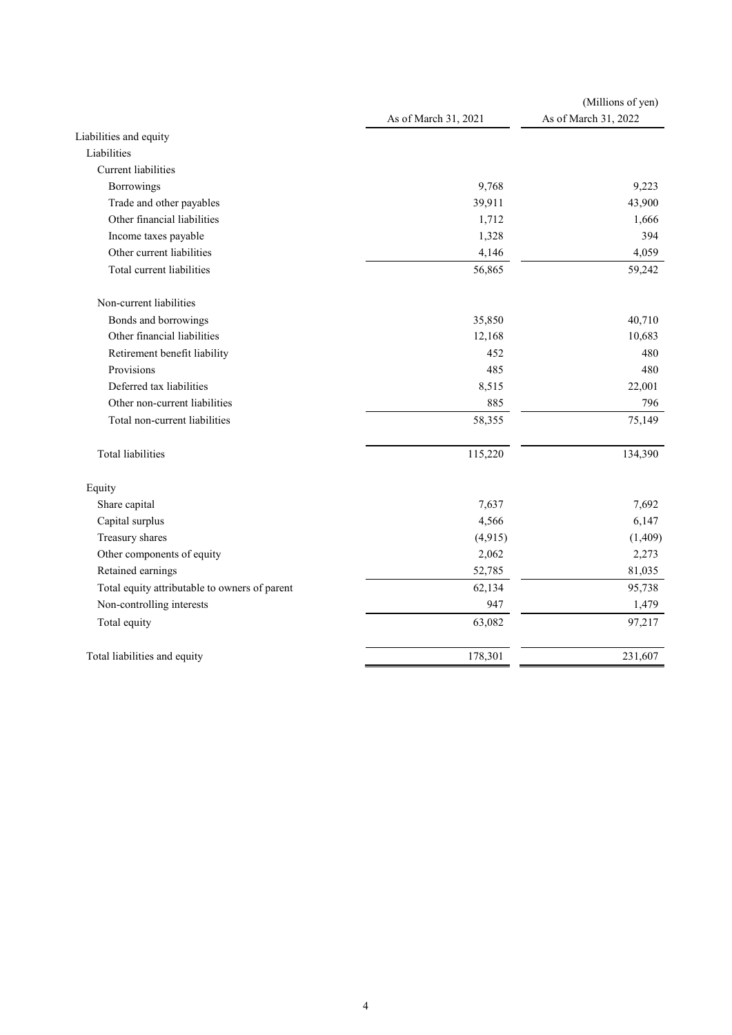(Millions of yen)

| | As of March 31, 2021 | As of March 31, 2022 |
|---|---|---|
| Liabilities and equity | | |
| Liabilities | | |
| Current liabilities | | |
| Borrowings | 9,768 | 9,223 |
| Trade and other payables | 39,911 | 43,900 |
| Other financial liabilities | 1,712 | 1,666 |
| Income taxes payable | 1,328 | 394 |
| Other current liabilities | 4,146 | 4,059 |
| Total current liabilities | 56,865 | 59,242 |
| Non-current liabilities | | |
| Bonds and borrowings | 35,850 | 40,710 |
| Other financial liabilities | 12,168 | 10,683 |
| Retirement benefit liability | 452 | 480 |
| Provisions | 485 | 480 |
| Deferred tax liabilities | 8,515 | 22,001 |
| Other non-current liabilities | 885 | 796 |
| Total non-current liabilities | 58,355 | 75,149 |
| Total liabilities | 115,220 | 134,390 |
| Equity | | |
| Share capital | 7,637 | 7,692 |
| Capital surplus | 4,566 | 6,147 |
| Treasury shares | (4,915) | (1,409) |
| Other components of equity | 2,062 | 2,273 |
| Retained earnings | 52,785 | 81,035 |
| Total equity attributable to owners of parent | 62,134 | 95,738 |
| Non-controlling interests | 947 | 1,479 |
| Total equity | 63,082 | 97,217 |
| Total liabilities and equity | 178,301 | 231,607 |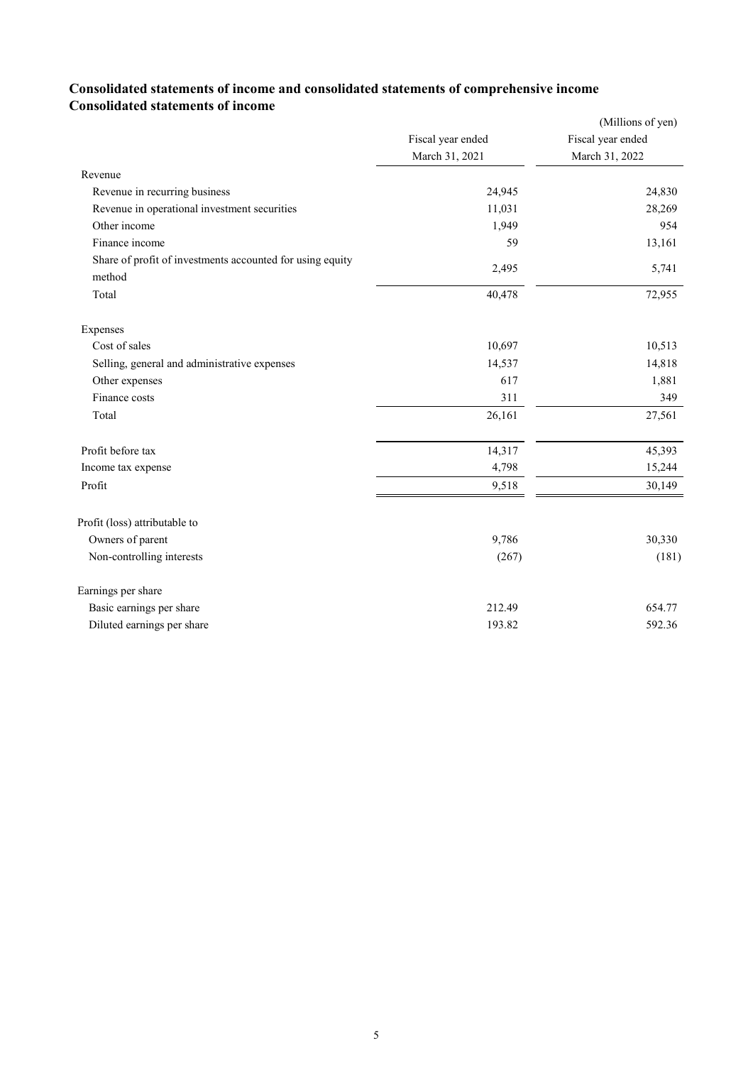## Consolidated statements of income and consolidated statements of comprehensive income

## Consolidated statements of income

(Millions of yen)

| | Fiscal year ended March 31, 2021 | Fiscal year ended March 31, 2022 |
|---|---|---|
| Revenue | | |
| Revenue in recurring business | 24,945 | 24,830 |
| Revenue in operational investment securities | 11,031 | 28,269 |
| Other income | 1,949 | 954 |
| Finance income | 59 | 13,161 |
| Share of profit of investments accounted for using equity method | 2,495 | 5,741 |
| Total | 40,478 | 72,955 |
| Expenses | | |
| Cost of sales | 10,697 | 10,513 |
| Selling, general and administrative expenses | 14,537 | 14,818 |
| Other expenses | 617 | 1,881 |
| Finance costs | 311 | 349 |
| Total | 26,161 | 27,561 |
| Profit before tax | 14,317 | 45,393 |
| Income tax expense | 4,798 | 15,244 |
| Profit | 9,518 | 30,149 |
| Profit (loss) attributable to | | |
| Owners of parent | 9,786 | 30,330 |
| Non-controlling interests | (267) | (181) |
| Earnings per share | | |
| Basic earnings per share | 212.49 | 654.77 |
| Diluted earnings per share | 193.82 | 592.36 |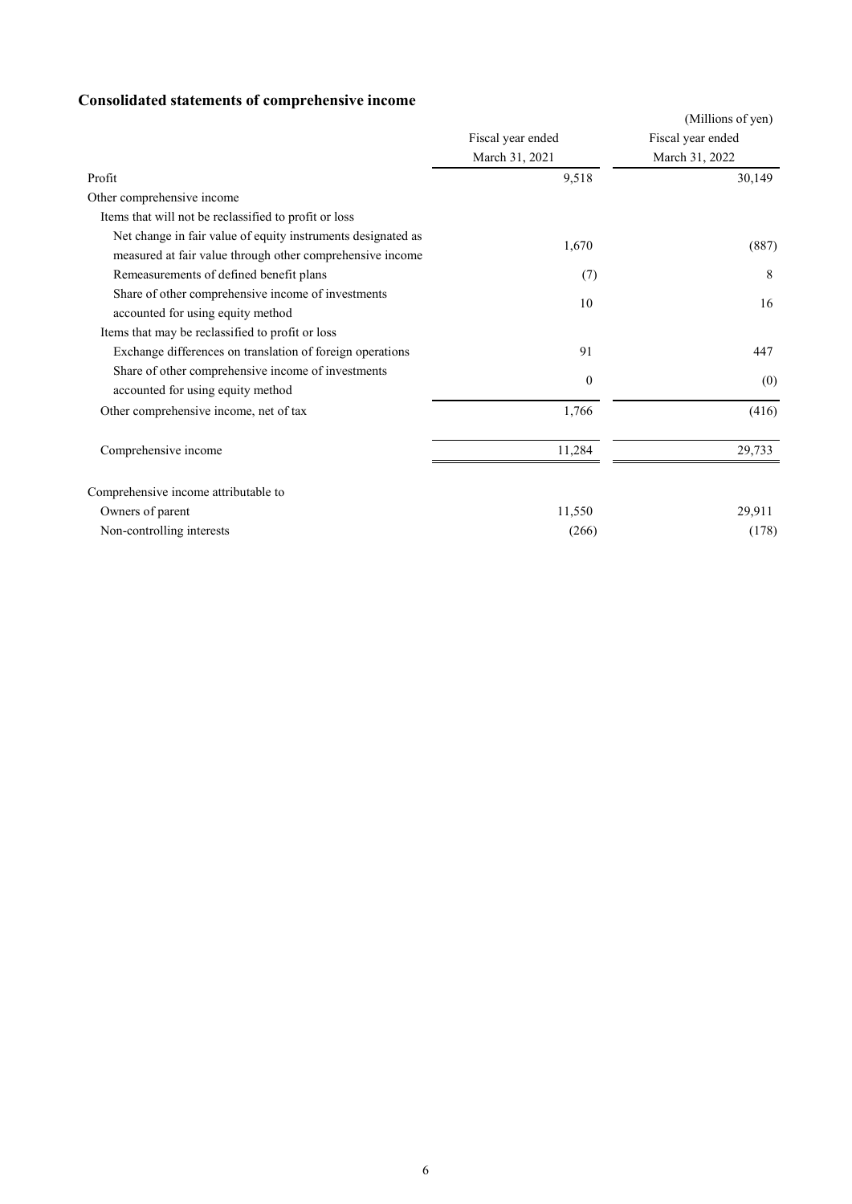## Consolidated statements of comprehensive income

(Millions of yen)

| | Fiscal year ended March 31, 2021 | Fiscal year ended March 31, 2022 |
|---|---|---|
| Profit | 9,518 | 30,149 |
| Other comprehensive income | | |
| Items that will not be reclassified to profit or loss | | |
| Net change in fair value of equity instruments designated as measured at fair value through other comprehensive income | 1,670 | (887) |
| Remeasurements of defined benefit plans | (7) | 8 |
| Share of other comprehensive income of investments accounted for using equity method | 10 | 16 |
| Items that may be reclassified to profit or loss | | |
| Exchange differences on translation of foreign operations | 91 | 447 |
| Share of other comprehensive income of investments accounted for using equity method | 0 | (0) |
| Other comprehensive income, net of tax | 1,766 | (416) |
| Comprehensive income | 11,284 | 29,733 |
| Comprehensive income attributable to | | |
| Owners of parent | 11,550 | 29,911 |
| Non-controlling interests | (266) | (178) |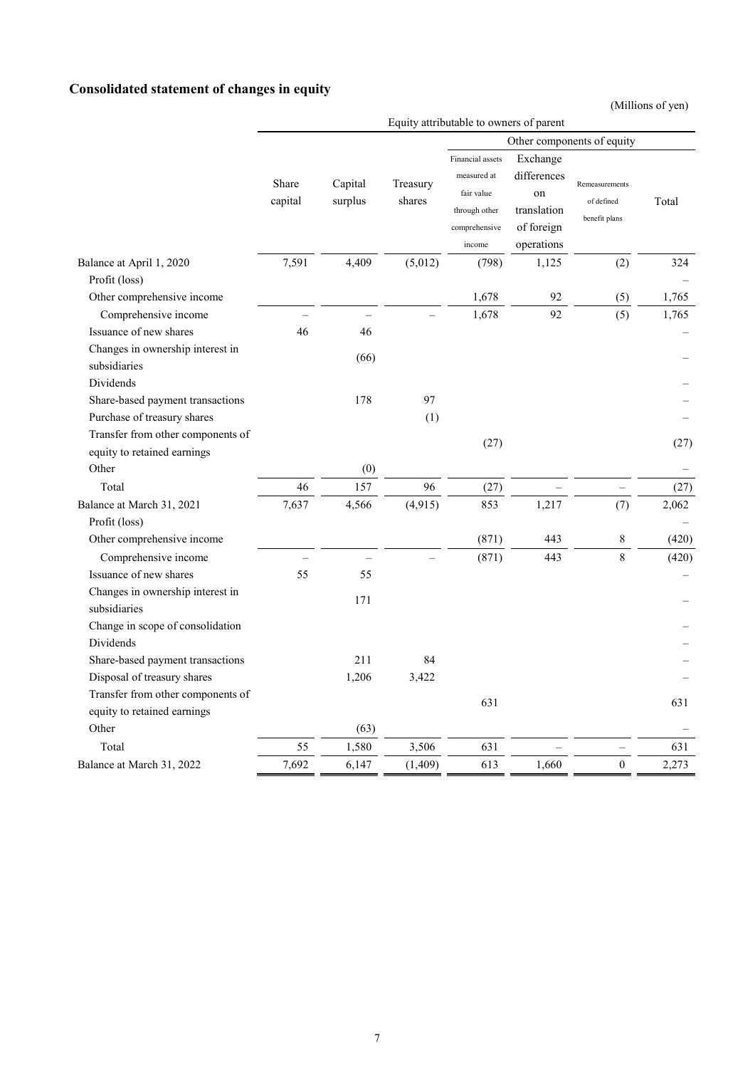## Consolidated statement of changes in equity

(Millions of yen)

| | Equity attributable to owners of parent | | | | | | |
|---|---|---|---|---|---|---|---|
| | | | | Other components of equity | | | |
| | Share capital | Capital surplus | Treasury shares | Financial assets measured at fair value through other comprehensive income | Exchange differences on translation of foreign operations | Remeasurements of defined benefit plans | Total |
| Balance at April 1, 2020 | 7,591 | 4,409 | (5,012) | (798) | 1,125 | (2) | 324 |
| Profit (loss) | | | | | | | – |
| Other comprehensive income | | | | 1,678 | 92 | (5) | 1,765 |
| Comprehensive income | – | – | – | 1,678 | 92 | (5) | 1,765 |
| Issuance of new shares | 46 | 46 | | | | | – |
| Changes in ownership interest in subsidiaries | | (66) | | | | | – |
| Dividends | | | | | | | – |
| Share-based payment transactions | | 178 | 97 | | | | – |
| Purchase of treasury shares | | | (1) | | | | – |
| Transfer from other components of equity to retained earnings | | | | (27) | | | (27) |
| Other | | (0) | | | | | – |
| Total | 46 | 157 | 96 | (27) | – | – | (27) |
| Balance at March 31, 2021 | 7,637 | 4,566 | (4,915) | 853 | 1,217 | (7) | 2,062 |
| Profit (loss) | | | | | | | – |
| Other comprehensive income | | | | (871) | 443 | 8 | (420) |
| Comprehensive income | – | – | – | (871) | 443 | 8 | (420) |
| Issuance of new shares | 55 | 55 | | | | | – |
| Changes in ownership interest in subsidiaries | | 171 | | | | | – |
| Change in scope of consolidation | | | | | | | – |
| Dividends | | | | | | | – |
| Share-based payment transactions | | 211 | 84 | | | | – |
| Disposal of treasury shares | | 1,206 | 3,422 | | | | – |
| Transfer from other components of equity to retained earnings | | | | 631 | | | 631 |
| Other | | (63) | | | | | – |
| Total | 55 | 1,580 | 3,506 | 631 | – | – | 631 |
| Balance at March 31, 2022 | 7,692 | 6,147 | (1,409) | 613 | 1,660 | 0 | 2,273 |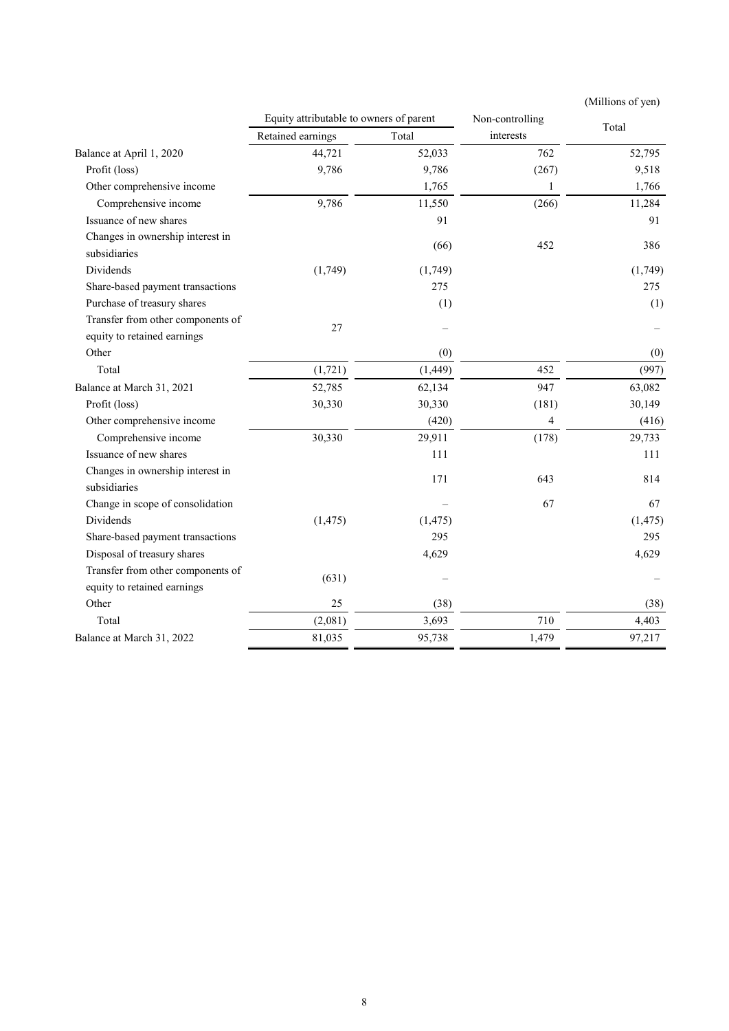(Millions of yen)

| | Equity attributable to owners of parent | | Non-controlling interests | Total |
|---|---|---|---|---|
| | Retained earnings | Total | | |
| Balance at April 1, 2020 | 44,721 | 52,033 | 762 | 52,795 |
| Profit (loss) | 9,786 | 9,786 | (267) | 9,518 |
| Other comprehensive income | | 1,765 | 1 | 1,766 |
| Comprehensive income | 9,786 | 11,550 | (266) | 11,284 |
| Issuance of new shares | | 91 | | 91 |
| Changes in ownership interest in subsidiaries | | (66) | 452 | 386 |
| Dividends | (1,749) | (1,749) | | (1,749) |
| Share-based payment transactions | | 275 | | 275 |
| Purchase of treasury shares | | (1) | | (1) |
| Transfer from other components of equity to retained earnings | 27 | – | | – |
| Other | | (0) | | (0) |
| Total | (1,721) | (1,449) | 452 | (997) |
| Balance at March 31, 2021 | 52,785 | 62,134 | 947 | 63,082 |
| Profit (loss) | 30,330 | 30,330 | (181) | 30,149 |
| Other comprehensive income | | (420) | 4 | (416) |
| Comprehensive income | 30,330 | 29,911 | (178) | 29,733 |
| Issuance of new shares | | 111 | | 111 |
| Changes in ownership interest in subsidiaries | | 171 | 643 | 814 |
| Change in scope of consolidation | | – | 67 | 67 |
| Dividends | (1,475) | (1,475) | | (1,475) |
| Share-based payment transactions | | 295 | | 295 |
| Disposal of treasury shares | | 4,629 | | 4,629 |
| Transfer from other components of equity to retained earnings | (631) | – | | – |
| Other | 25 | (38) | | (38) |
| Total | (2,081) | 3,693 | 710 | 4,403 |
| Balance at March 31, 2022 | 81,035 | 95,738 | 1,479 | 97,217 |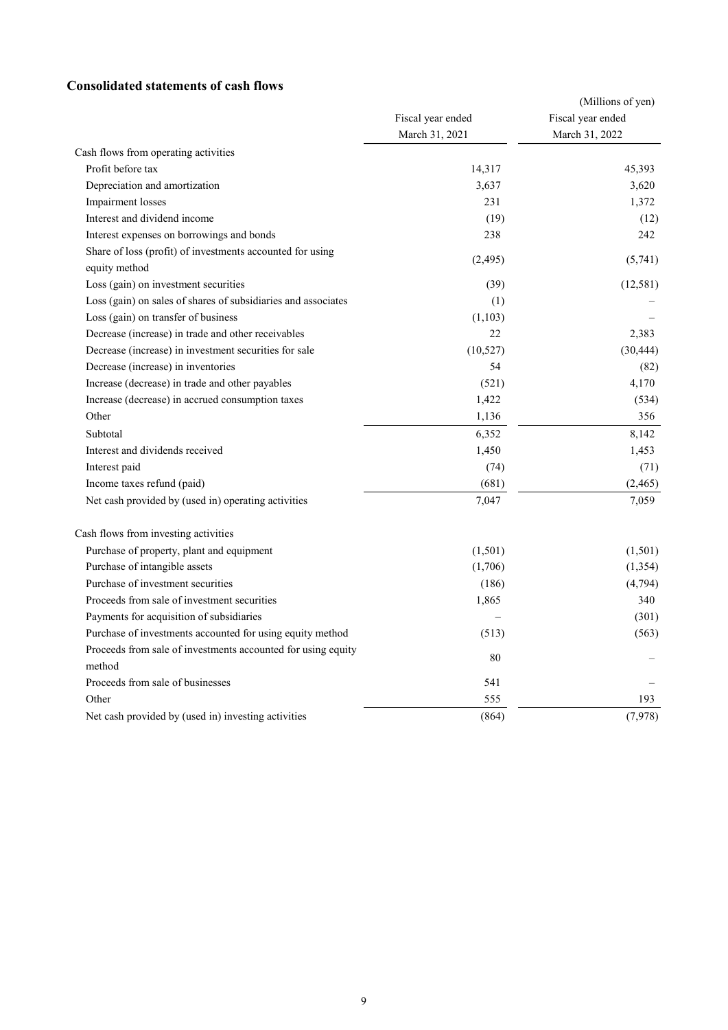## Consolidated statements of cash flows

(Millions of yen)

| | Fiscal year ended March 31, 2021 | Fiscal year ended March 31, 2022 |
|---|---|---|
| Cash flows from operating activities | | |
| Profit before tax | 14,317 | 45,393 |
| Depreciation and amortization | 3,637 | 3,620 |
| Impairment losses | 231 | 1,372 |
| Interest and dividend income | (19) | (12) |
| Interest expenses on borrowings and bonds | 238 | 242 |
| Share of loss (profit) of investments accounted for using equity method | (2,495) | (5,741) |
| Loss (gain) on investment securities | (39) | (12,581) |
| Loss (gain) on sales of shares of subsidiaries and associates | (1) | – |
| Loss (gain) on transfer of business | (1,103) | – |
| Decrease (increase) in trade and other receivables | 22 | 2,383 |
| Decrease (increase) in investment securities for sale | (10,527) | (30,444) |
| Decrease (increase) in inventories | 54 | (82) |
| Increase (decrease) in trade and other payables | (521) | 4,170 |
| Increase (decrease) in accrued consumption taxes | 1,422 | (534) |
| Other | 1,136 | 356 |
| Subtotal | 6,352 | 8,142 |
| Interest and dividends received | 1,450 | 1,453 |
| Interest paid | (74) | (71) |
| Income taxes refund (paid) | (681) | (2,465) |
| Net cash provided by (used in) operating activities | 7,047 | 7,059 |
| Cash flows from investing activities | | |
| Purchase of property, plant and equipment | (1,501) | (1,501) |
| Purchase of intangible assets | (1,706) | (1,354) |
| Purchase of investment securities | (186) | (4,794) |
| Proceeds from sale of investment securities | 1,865 | 340 |
| Payments for acquisition of subsidiaries | – | (301) |
| Purchase of investments accounted for using equity method | (513) | (563) |
| Proceeds from sale of investments accounted for using equity method | 80 | – |
| Proceeds from sale of businesses | 541 | – |
| Other | 555 | 193 |
| Net cash provided by (used in) investing activities | (864) | (7,978) |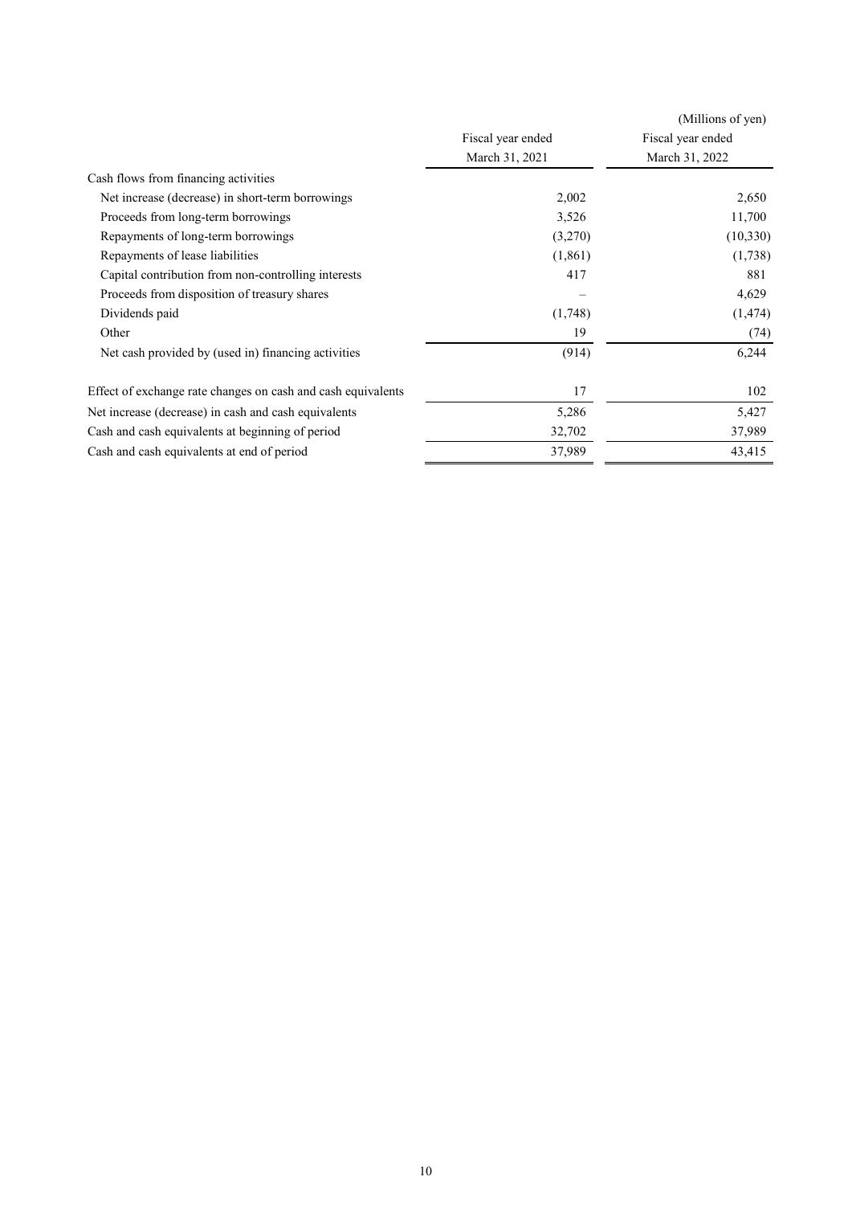(Millions of yen)

| | Fiscal year ended March 31, 2021 | Fiscal year ended March 31, 2022 |
|---|---|---|
| Cash flows from financing activities | | |
| Net increase (decrease) in short-term borrowings | 2,002 | 2,650 |
| Proceeds from long-term borrowings | 3,526 | 11,700 |
| Repayments of long-term borrowings | (3,270) | (10,330) |
| Repayments of lease liabilities | (1,861) | (1,738) |
| Capital contribution from non-controlling interests | 417 | 881 |
| Proceeds from disposition of treasury shares | – | 4,629 |
| Dividends paid | (1,748) | (1,474) |
| Other | 19 | (74) |
| Net cash provided by (used in) financing activities | (914) | 6,244 |
| Effect of exchange rate changes on cash and cash equivalents | 17 | 102 |
| Net increase (decrease) in cash and cash equivalents | 5,286 | 5,427 |
| Cash and cash equivalents at beginning of period | 32,702 | 37,989 |
| Cash and cash equivalents at end of period | 37,989 | 43,415 |